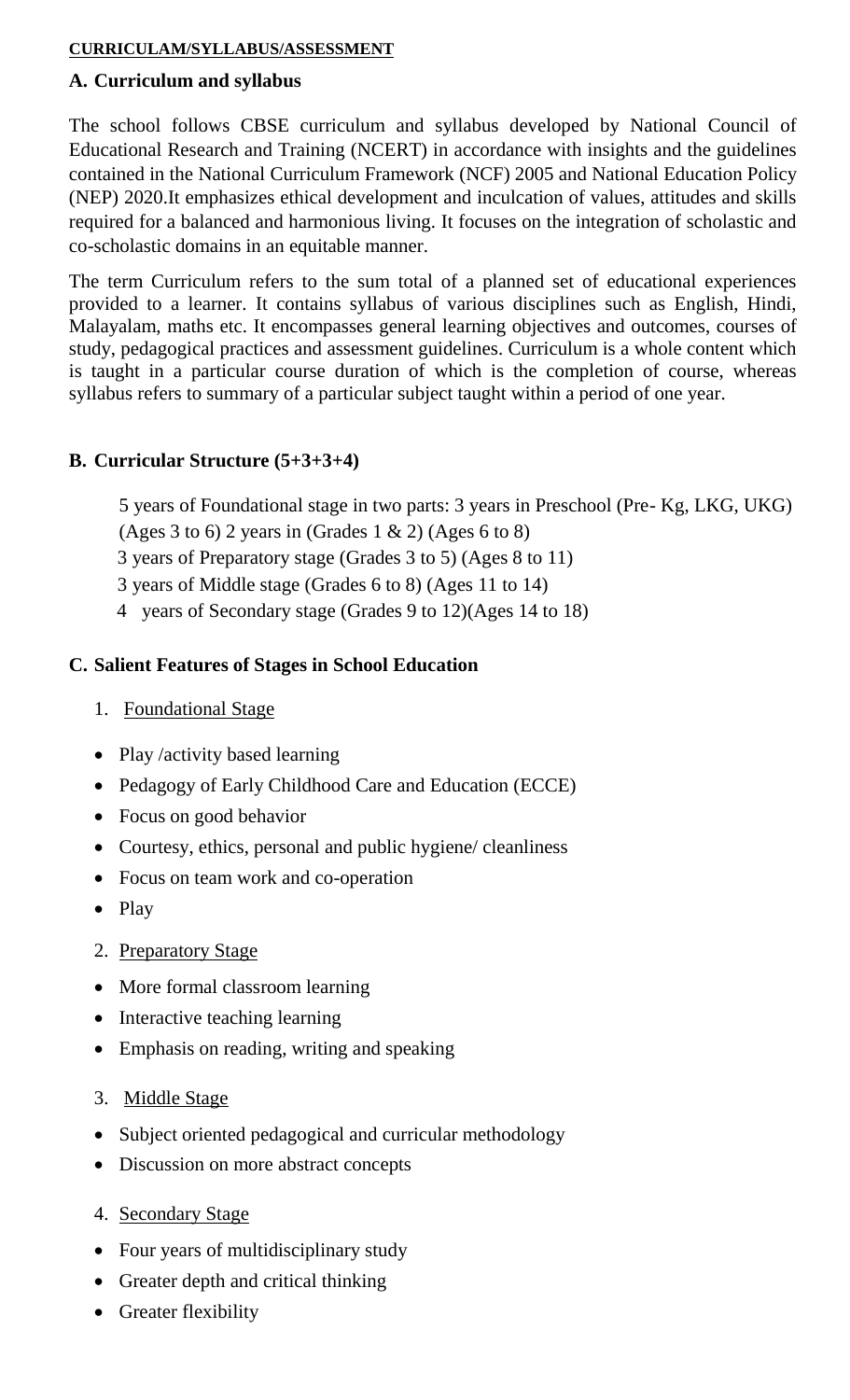**CURRICULAM/SYLLABUS/ASSESSMENT**

## A. Curriculum and syllabus

The school follows CBSE curriculum and syllabus developed by National Council of Educational Research and Training (NCERT) in accordance with insights and the guidelines contained in the National Curriculum Framework (NCF) 2005 and National Education Policy (NEP) 2020.It emphasizes ethical development and inculcation of values, attitudes and skills required for a balanced and harmonious living. It focuses on the integration of scholastic and co-scholastic domains in an equitable manner.

The term Curriculum refers to the sum total of a planned set of educational experiences provided to a learner. It contains syllabus of various disciplines such as English, Hindi, Malayalam, maths etc. It encompasses general learning objectives and outcomes, courses of study, pedagogical practices and assessment guidelines. Curriculum is a whole content which is taught in a particular course duration of which is the completion of course, whereas syllabus refers to summary of a particular subject taught within a period of one year.

## B. Curricular Structure (5+3+3+4)

5 years of Foundational stage in two parts: 3 years in Preschool (Pre- Kg, LKG, UKG) (Ages 3 to 6) 2 years in (Grades 1 & 2) (Ages 6 to 8)

3 years of Preparatory stage (Grades 3 to 5) (Ages 8 to 11)

3 years of Middle stage (Grades 6 to 8) (Ages 11 to 14)

4 years of Secondary stage (Grades 9 to 12)(Ages 14 to 18)

## C. Salient Features of Stages in School Education

1. Foundational Stage

- Play /activity based learning
- Pedagogy of Early Childhood Care and Education (ECCE)
- Focus on good behavior
- Courtesy, ethics, personal and public hygiene/ cleanliness
- Focus on team work and co-operation
- Play

2. Preparatory Stage

- More formal classroom learning
- Interactive teaching learning
- Emphasis on reading, writing and speaking

3. Middle Stage

- Subject oriented pedagogical and curricular methodology
- Discussion on more abstract concepts

4. Secondary Stage

- Four years of multidisciplinary study
- Greater depth and critical thinking
- Greater flexibility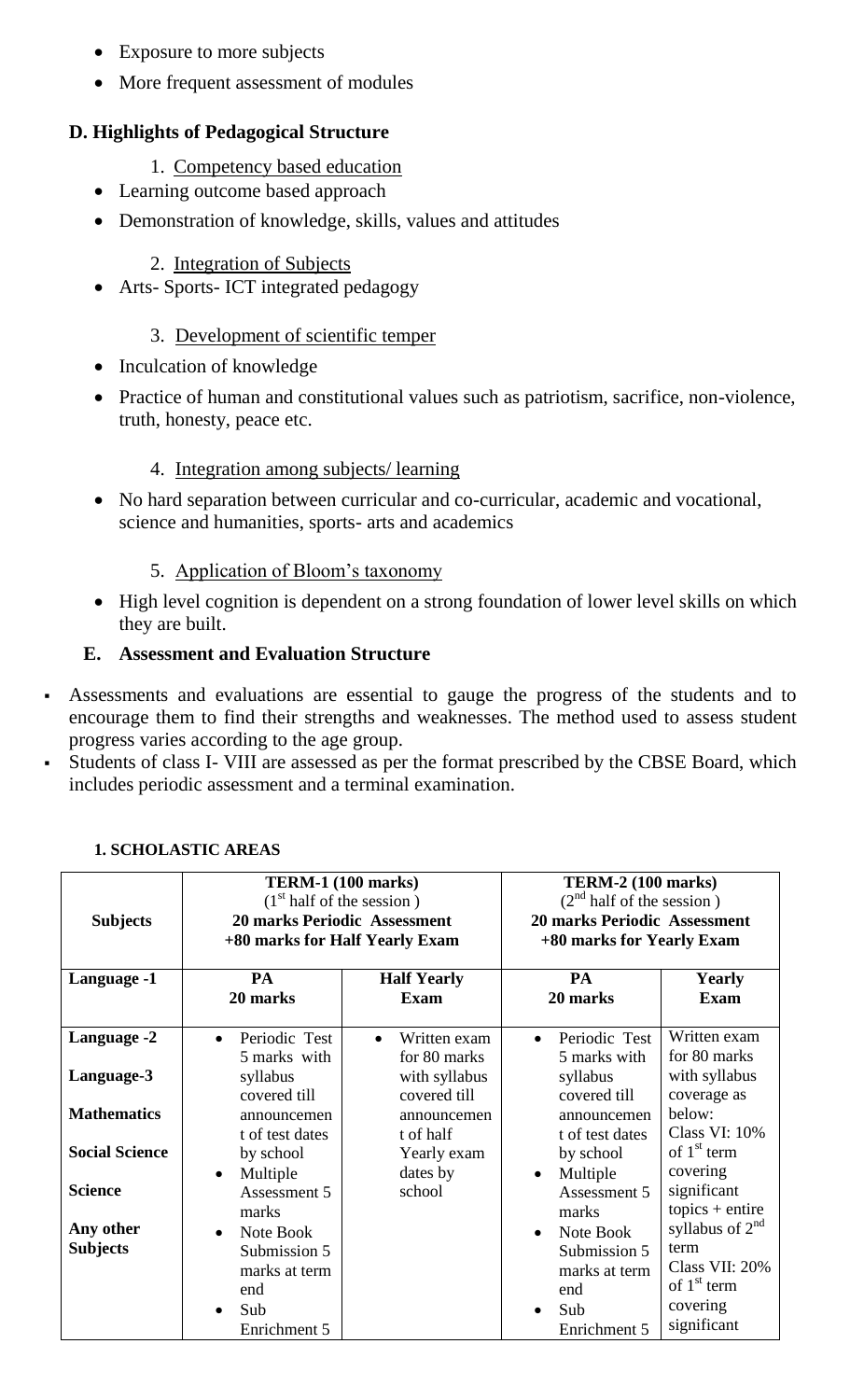- Exposure to more subjects
- More frequent assessment of modules

## D. Highlights of Pedagogical Structure

1. Competency based education

- Learning outcome based approach
- Demonstration of knowledge, skills, values and attitudes

2. Integration of Subjects

- Arts- Sports- ICT integrated pedagogy

3. Development of scientific temper

- Inculcation of knowledge
- Practice of human and constitutional values such as patriotism, sacrifice, non-violence, truth, honesty, peace etc.

4. Integration among subjects/ learning

- No hard separation between curricular and co-curricular, academic and vocational, science and humanities, sports- arts and academics

5. Application of Bloom's taxonomy

- High level cognition is dependent on a strong foundation of lower level skills on which they are built.

## E. Assessment and Evaluation Structure

- Assessments and evaluations are essential to gauge the progress of the students and to encourage them to find their strengths and weaknesses. The method used to assess student progress varies according to the age group.
- Students of class I- VIII are assessed as per the format prescribed by the CBSE Board, which includes periodic assessment and a terminal examination.

### 1. SCHOLASTIC AREAS

| Subjects | TERM-1 (100 marks) (1st half of the session ) 20 marks Periodic Assessment +80 marks for Half Yearly Exam | | TERM-2 (100 marks) (2nd half of the session ) 20 marks Periodic Assessment +80 marks for Yearly Exam | |
|---|---|---|---|---|
| Language -1 | PA 20 marks | Half Yearly Exam | PA 20 marks | Yearly Exam |
| Language -2<br>Language-3<br>Mathematics<br>Social Science<br>Science<br>Any other Subjects | • Periodic Test 5 marks with syllabus covered till announcement of test dates by school<br>• Multiple Assessment 5 marks<br>• Note Book Submission 5 marks at term end<br>• Sub Enrichment 5 | • Written exam for 80 marks with syllabus covered till announcement of half Yearly exam dates by school | • Periodic Test 5 marks with syllabus covered till announcement of test dates by school<br>• Multiple Assessment 5 marks<br>• Note Book Submission 5 marks at term end<br>• Sub Enrichment 5 | Written exam for 80 marks with syllabus coverage as below:<br>Class VI: 10% of 1st term covering significant topics + entire syllabus of 2nd term<br>Class VII: 20% of 1st term covering significant |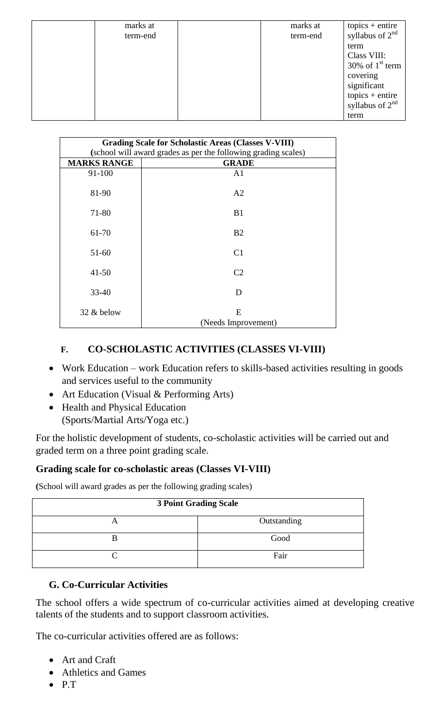| | | | | |
|---|---|---|---|---|
| | marks at term-end | | marks at term-end | topics + entire syllabus of 2nd term Class VIII: 30% of 1st term covering significant topics + entire syllabus of 2nd term |

| Grading Scale for Scholastic Areas (Classes V-VIII) (school will award grades as per the following grading scales) | |
|---|---|
| **MARKS RANGE** | **GRADE** |
| 91-100 | A1 |
| 81-90 | A2 |
| 71-80 | B1 |
| 61-70 | B2 |
| 51-60 | C1 |
| 41-50 | C2 |
| 33-40 | D |
| 32 & below | E (Needs Improvement) |

## F. CO-SCHOLASTIC ACTIVITIES (CLASSES VI-VIII)

- Work Education – work Education refers to skills-based activities resulting in goods and services useful to the community
- Art Education (Visual & Performing Arts)
- Health and Physical Education (Sports/Martial Arts/Yoga etc.)

For the holistic development of students, co-scholastic activities will be carried out and graded term on a three point grading scale.

### Grading scale for co-scholastic areas (Classes VI-VIII)

(School will award grades as per the following grading scales)

| 3 Point Grading Scale | |
|---|---|
| A | Outstanding |
| B | Good |
| C | Fair |

## G. Co-Curricular Activities

The school offers a wide spectrum of co-curricular activities aimed at developing creative talents of the students and to support classroom activities.

The co-curricular activities offered are as follows:

- Art and Craft
- Athletics and Games
- P.T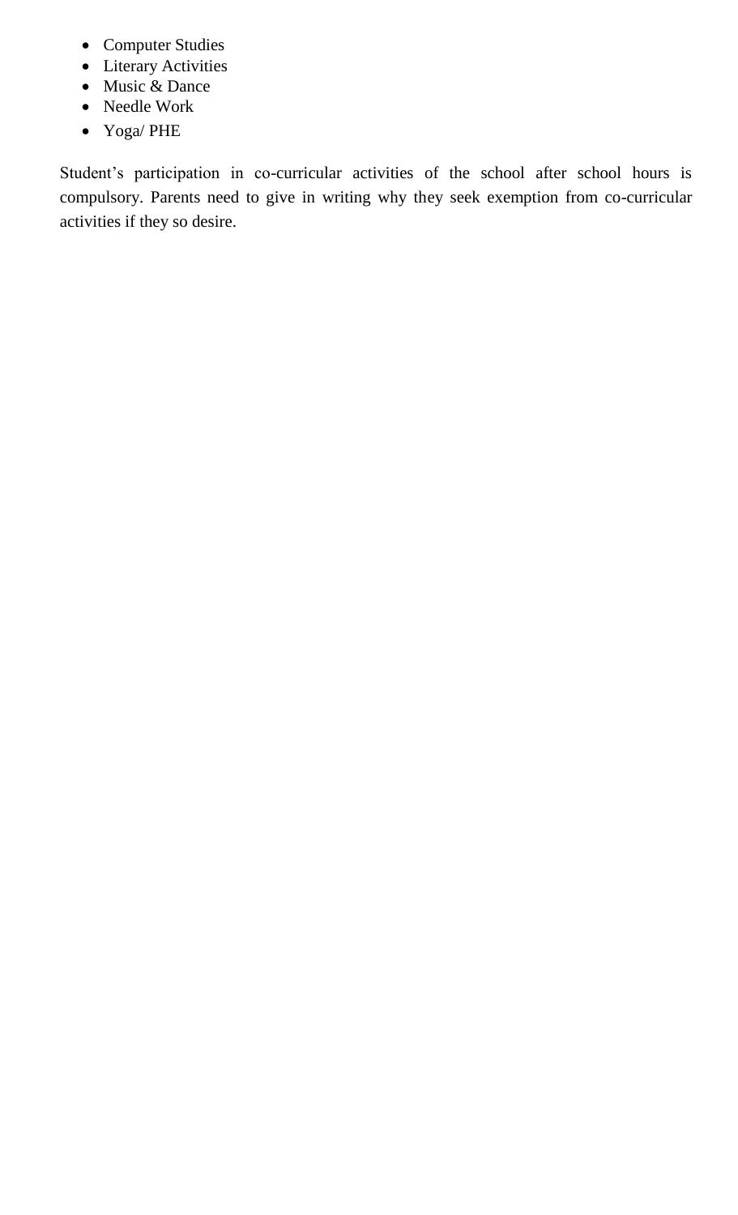- Computer Studies
- Literary Activities
- Music & Dance
- Needle Work
- Yoga/ PHE

Student's participation in co-curricular activities of the school after school hours is compulsory. Parents need to give in writing why they seek exemption from co-curricular activities if they so desire.